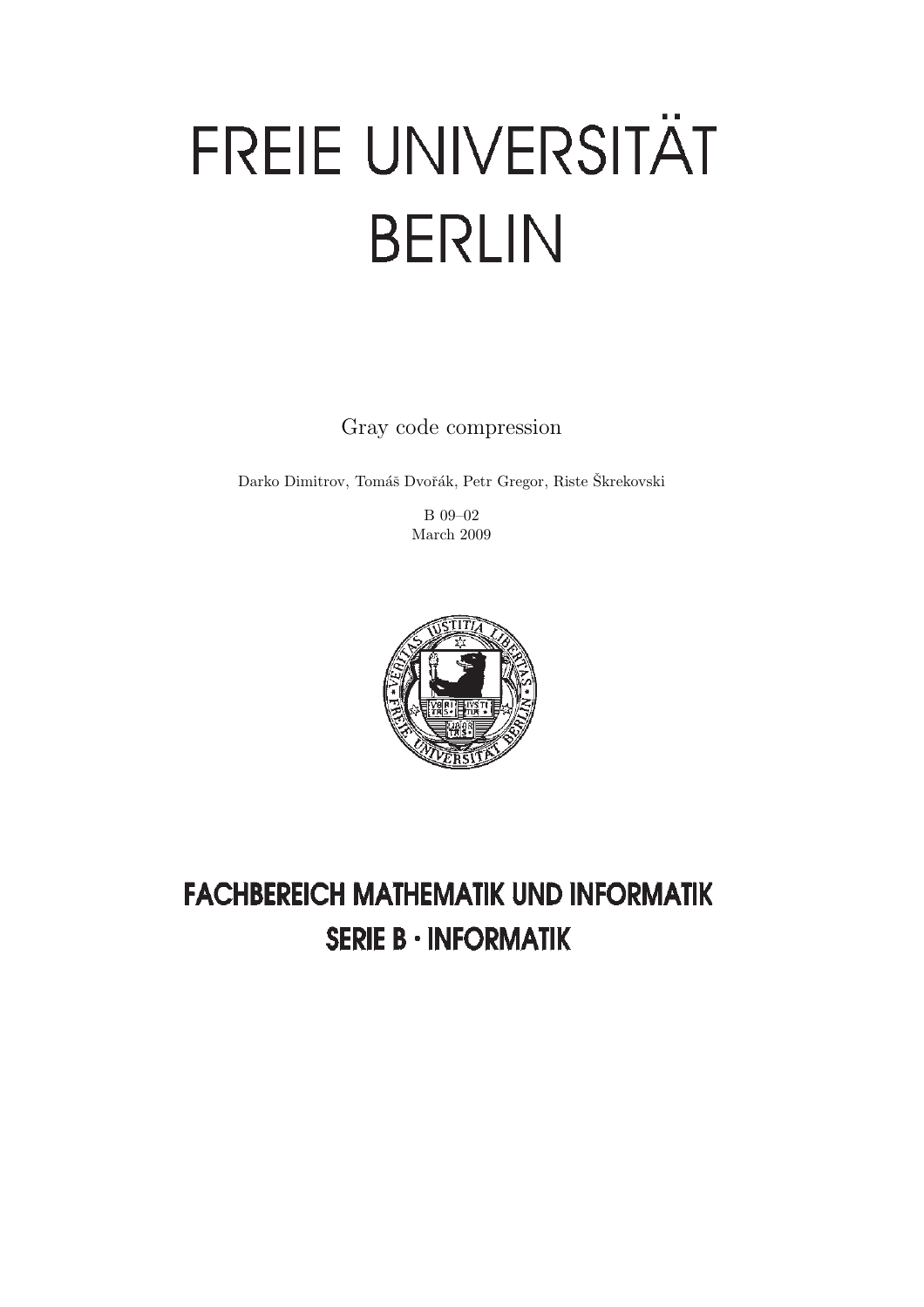# FREIE UNIVERSITÄT BERLIN

Gray code compression

Darko Dimitrov, Tomáš Dvořák, Petr Gregor, Riste Škrekovski

B 09–02
March 2009

**FACHBEREICH MATHEMATIK UND INFORMATIK**
**SERIE B · INFORMATIK**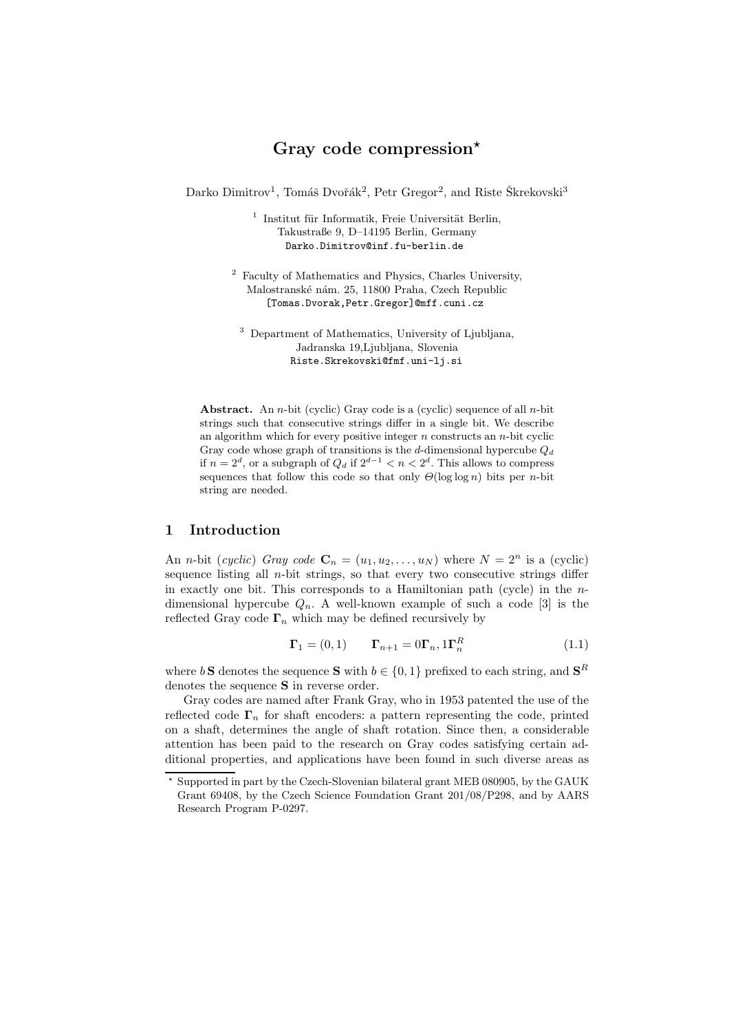# Gray code compression*

Darko Dimitrov[1], Tomáš Dvořák[2], Petr Gregor[2], and Riste Škrekovski[3]

[1] Institut für Informatik, Freie Universität Berlin, Takustraße 9, D–14195 Berlin, Germany
Darko.Dimitrov@inf.fu-berlin.de

[2] Faculty of Mathematics and Physics, Charles University, Malostranské nám. 25, 11800 Praha, Czech Republic
[Tomas.Dvorak,Petr.Gregor]@mff.cuni.cz

[3] Department of Mathematics, University of Ljubljana, Jadranska 19,Ljubljana, Slovenia
Riste.Skrekovski@fmf.uni-lj.si

**Abstract.** An $n$-bit (cyclic) Gray code is a (cyclic) sequence of all $n$-bit strings such that consecutive strings differ in a single bit. We describe an algorithm which for every positive integer $n$ constructs an $n$-bit cyclic Gray code whose graph of transitions is the $d$-dimensional hypercube $Q_d$ if $n = 2^d$, or a subgraph of $Q_d$ if $2^{d-1} < n < 2^d$. This allows to compress sequences that follow this code so that only $\Theta(\log \log n)$ bits per $n$-bit string are needed.

## 1 Introduction

An $n$-bit (*cyclic*) *Gray code* $\mathbf{C}_n = (u_1, u_2, \ldots, u_N)$ where $N = 2^n$ is a (cyclic) sequence listing all $n$-bit strings, so that every two consecutive strings differ in exactly one bit. This corresponds to a Hamiltonian path (cycle) in the $n$-dimensional hypercube $Q_n$. A well-known example of such a code [3] is the reflected Gray code $\mathbf{\Gamma}_n$ which may be defined recursively by

$$\mathbf{\Gamma}_1 = (0, 1) \qquad \mathbf{\Gamma}_{n+1} = 0\mathbf{\Gamma}_n, 1\mathbf{\Gamma}_n^R \tag{1.1}$$

where $b\,\mathbf{S}$ denotes the sequence $\mathbf{S}$ with $b \in \{0, 1\}$ prefixed to each string, and $\mathbf{S}^R$ denotes the sequence $\mathbf{S}$ in reverse order.

Gray codes are named after Frank Gray, who in 1953 patented the use of the reflected code $\mathbf{\Gamma}_n$ for shaft encoders: a pattern representing the code, printed on a shaft, determines the angle of shaft rotation. Since then, a considerable attention has been paid to the research on Gray codes satisfying certain additional properties, and applications have been found in such diverse areas as

* Supported in part by the Czech-Slovenian bilateral grant MEB 080905, by the GAUK Grant 69408, by the Czech Science Foundation Grant 201/08/P298, and by AARS Research Program P-0297.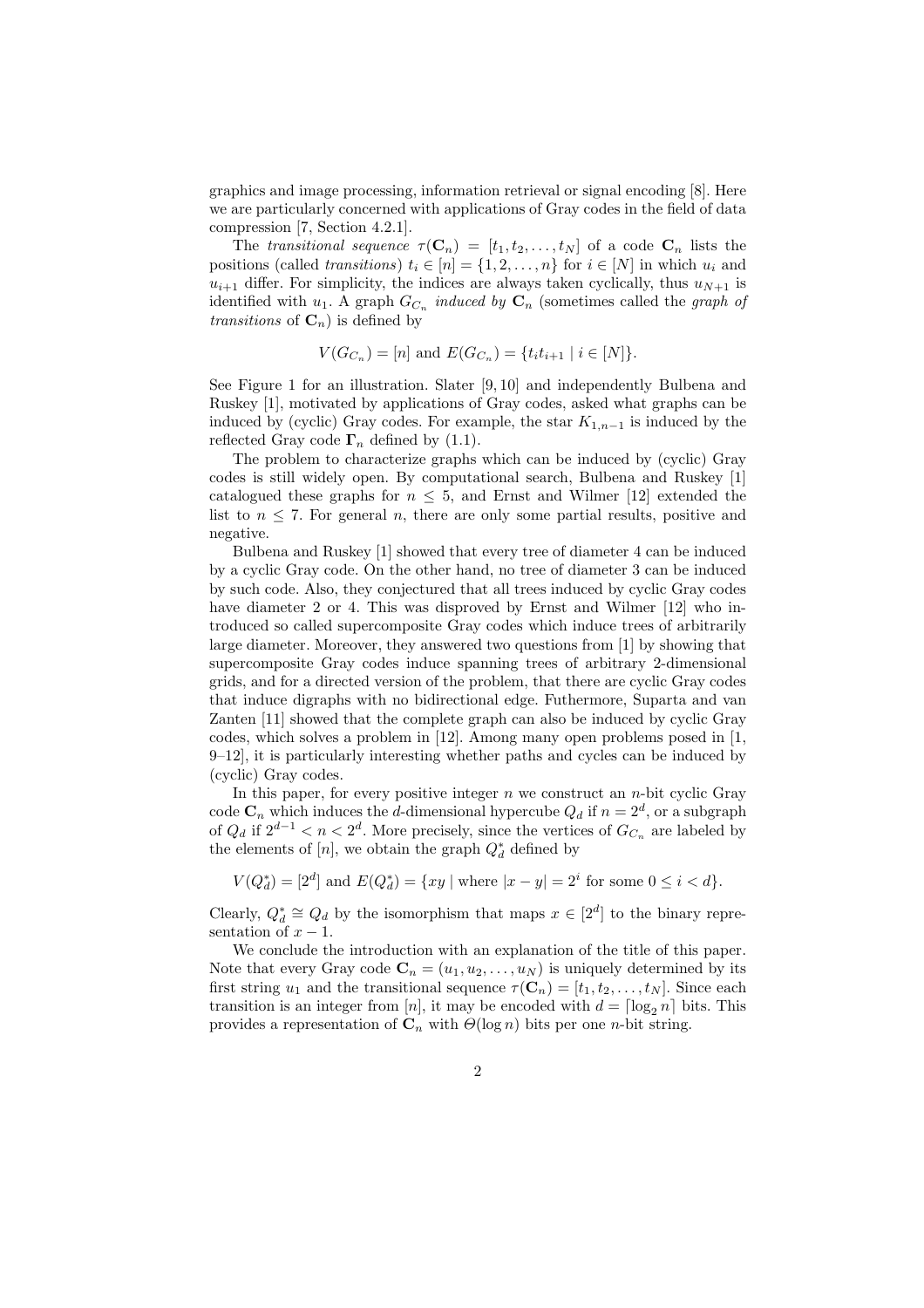graphics and image processing, information retrieval or signal encoding [8]. Here we are particularly concerned with applications of Gray codes in the field of data compression [7, Section 4.2.1].

The *transitional sequence* $\tau(\mathbf{C}_n) = [t_1, t_2, \ldots, t_N]$ of a code $\mathbf{C}_n$ lists the positions (called *transitions*) $t_i \in [n] = \{1, 2, \ldots, n\}$ for $i \in [N]$ in which $u_i$ and $u_{i+1}$ differ. For simplicity, the indices are always taken cyclically, thus $u_{N+1}$ is identified with $u_1$. A graph $G_{C_n}$ *induced by* $\mathbf{C}_n$ (sometimes called the *graph of transitions* of $\mathbf{C}_n$) is defined by

$$V(G_{C_n}) = [n] \text{ and } E(G_{C_n}) = \{t_i t_{i+1} \mid i \in [N]\}.$$

See Figure 1 for an illustration. Slater [9, 10] and independently Bulbena and Ruskey [1], motivated by applications of Gray codes, asked what graphs can be induced by (cyclic) Gray codes. For example, the star $K_{1,n-1}$ is induced by the reflected Gray code $\mathbf{\Gamma}_n$ defined by (1.1).

The problem to characterize graphs which can be induced by (cyclic) Gray codes is still widely open. By computational search, Bulbena and Ruskey [1] catalogued these graphs for $n \leq 5$, and Ernst and Wilmer [12] extended the list to $n \leq 7$. For general $n$, there are only some partial results, positive and negative.

Bulbena and Ruskey [1] showed that every tree of diameter 4 can be induced by a cyclic Gray code. On the other hand, no tree of diameter 3 can be induced by such code. Also, they conjectured that all trees induced by cyclic Gray codes have diameter 2 or 4. This was disproved by Ernst and Wilmer [12] who introduced so called supercomposite Gray codes which induce trees of arbitrarily large diameter. Moreover, they answered two questions from [1] by showing that supercomposite Gray codes induce spanning trees of arbitrary 2-dimensional grids, and for a directed version of the problem, that there are cyclic Gray codes that induce digraphs with no bidirectional edge. Futhermore, Suparta and van Zanten [11] showed that the complete graph can also be induced by cyclic Gray codes, which solves a problem in [12]. Among many open problems posed in [1, 9–12], it is particularly interesting whether paths and cycles can be induced by (cyclic) Gray codes.

In this paper, for every positive integer $n$ we construct an $n$-bit cyclic Gray code $\mathbf{C}_n$ which induces the $d$-dimensional hypercube $Q_d$ if $n = 2^d$, or a subgraph of $Q_d$ if $2^{d-1} < n < 2^d$. More precisely, since the vertices of $G_{C_n}$ are labeled by the elements of $[n]$, we obtain the graph $Q_d^*$ defined by

$$V(Q_d^*) = [2^d] \text{ and } E(Q_d^*) = \{xy \mid \text{where } |x - y| = 2^i \text{ for some } 0 \leq i < d\}.$$

Clearly, $Q_d^* \cong Q_d$ by the isomorphism that maps $x \in [2^d]$ to the binary representation of $x - 1$.

We conclude the introduction with an explanation of the title of this paper. Note that every Gray code $\mathbf{C}_n = (u_1, u_2, \ldots, u_N)$ is uniquely determined by its first string $u_1$ and the transitional sequence $\tau(\mathbf{C}_n) = [t_1, t_2, \ldots, t_N]$. Since each transition is an integer from $[n]$, it may be encoded with $d = \lceil \log_2 n \rceil$ bits. This provides a representation of $\mathbf{C}_n$ with $\Theta(\log n)$ bits per one $n$-bit string.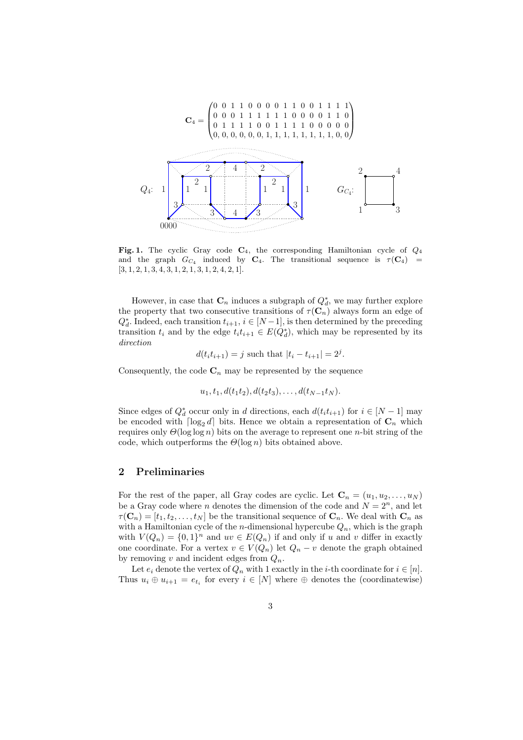$$
\mathbf{C}_4 = \begin{pmatrix}
0 & 0 & 1 & 1 & 0 & 0 & 0 & 0 & 1 & 1 & 0 & 0 & 1 & 1 & 1 & 1 \\
0 & 0 & 0 & 1 & 1 & 1 & 1 & 1 & 1 & 0 & 0 & 0 & 0 & 1 & 1 & 0 \\
0 & 1 & 1 & 1 & 1 & 0 & 0 & 1 & 1 & 1 & 1 & 0 & 0 & 0 & 0 & 0 \\
0, & 0, & 0, & 0, & 0, & 0, & 1, & 1, & 1, & 1, & 1, & 1, & 1, & 1, & 0, & 0
\end{pmatrix}
$$

**Fig. 1.** The cyclic Gray code $\mathbf{C}_4$, the corresponding Hamiltonian cycle of $Q_4$ and the graph $G_{C_4}$ induced by $\mathbf{C}_4$. The transitional sequence is $\tau(\mathbf{C}_4) = [3, 1, 2, 1, 3, 4, 3, 1, 2, 1, 3, 1, 2, 4, 2, 1]$.

However, in case that $\mathbf{C}_n$ induces a subgraph of $Q_d^*$, we may further explore the property that two consecutive transitions of $\tau(\mathbf{C}_n)$ always form an edge of $Q_d^*$. Indeed, each transition $t_{i+1}$, $i \in [N-1]$, is then determined by the preceding transition $t_i$ and by the edge $t_i t_{i+1} \in E(Q_d^*)$, which may be represented by its *direction*

$$d(t_i t_{i+1}) = j \text{ such that } |t_i - t_{i+1}| = 2^j.$$

Consequently, the code $\mathbf{C}_n$ may be represented by the sequence

$$u_1, t_1, d(t_1 t_2), d(t_2 t_3), \ldots, d(t_{N-1} t_N).$$

Since edges of $Q_d^*$ occur only in $d$ directions, each $d(t_i t_{i+1})$ for $i \in [N-1]$ may be encoded with $\lceil \log_2 d \rceil$ bits. Hence we obtain a representation of $\mathbf{C}_n$ which requires only $\Theta(\log \log n)$ bits on the average to represent one $n$-bit string of the code, which outperforms the $\Theta(\log n)$ bits obtained above.

## 2 Preliminaries

For the rest of the paper, all Gray codes are cyclic. Let $\mathbf{C}_n = (u_1, u_2, \ldots, u_N)$ be a Gray code where $n$ denotes the dimension of the code and $N = 2^n$, and let $\tau(\mathbf{C}_n) = [t_1, t_2, \ldots, t_N]$ be the transitional sequence of $\mathbf{C}_n$. We deal with $\mathbf{C}_n$ as with a Hamiltonian cycle of the $n$-dimensional hypercube $Q_n$, which is the graph with $V(Q_n) = \{0, 1\}^n$ and $uv \in E(Q_n)$ if and only if $u$ and $v$ differ in exactly one coordinate. For a vertex $v \in V(Q_n)$ let $Q_n - v$ denote the graph obtained by removing $v$ and incident edges from $Q_n$.

Let $e_i$ denote the vertex of $Q_n$ with 1 exactly in the $i$-th coordinate for $i \in [n]$. Thus $u_i \oplus u_{i+1} = e_{t_i}$ for every $i \in [N]$ where $\oplus$ denotes the (coordinatewise)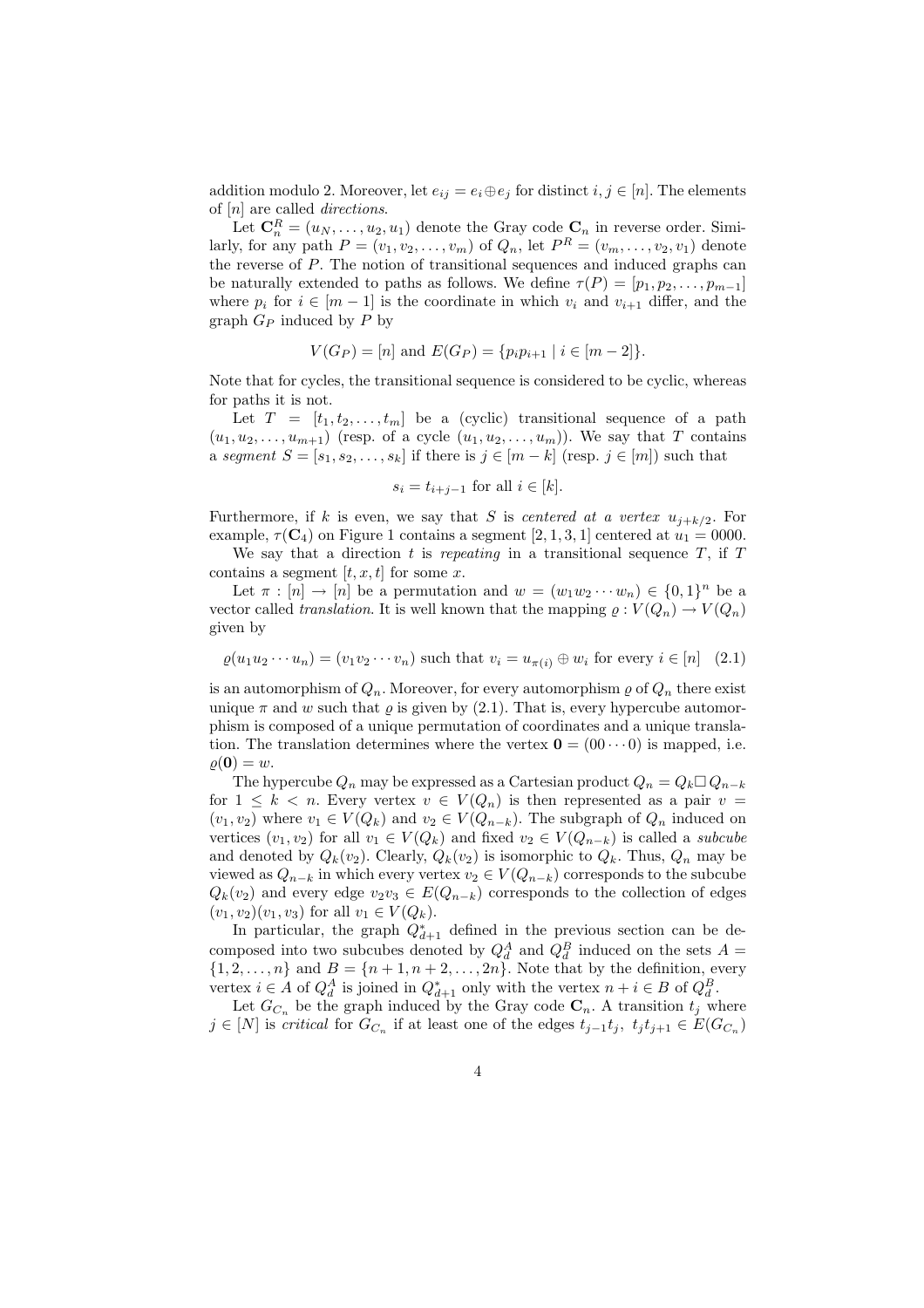addition modulo 2. Moreover, let $e_{ij} = e_i \oplus e_j$ for distinct $i, j \in [n]$. The elements of $[n]$ are called *directions*.

Let $\mathbf{C}_n^R = (u_N, \dots, u_2, u_1)$ denote the Gray code $\mathbf{C}_n$ in reverse order. Similarly, for any path $P = (v_1, v_2, \dots, v_m)$ of $Q_n$, let $P^R = (v_m, \dots, v_2, v_1)$ denote the reverse of $P$. The notion of transitional sequences and induced graphs can be naturally extended to paths as follows. We define $\tau(P) = [p_1, p_2, \dots, p_{m-1}]$ where $p_i$ for $i \in [m-1]$ is the coordinate in which $v_i$ and $v_{i+1}$ differ, and the graph $G_P$ induced by $P$ by

$$V(G_P) = [n] \text{ and } E(G_P) = \{p_i p_{i+1} \mid i \in [m-2]\}.$$

Note that for cycles, the transitional sequence is considered to be cyclic, whereas for paths it is not.

Let $T = [t_1, t_2, \dots, t_m]$ be a (cyclic) transitional sequence of a path $(u_1, u_2, \dots, u_{m+1})$ (resp. of a cycle $(u_1, u_2, \dots, u_m)$). We say that $T$ contains a *segment* $S = [s_1, s_2, \dots, s_k]$ if there is $j \in [m-k]$ (resp. $j \in [m]$) such that

$$s_i = t_{i+j-1} \text{ for all } i \in [k].$$

Furthermore, if $k$ is even, we say that $S$ is *centered at a vertex* $u_{j+k/2}$. For example, $\tau(\mathbf{C}_4)$ on Figure 1 contains a segment $[2, 1, 3, 1]$ centered at $u_1 = 0000$.

We say that a direction $t$ is *repeating* in a transitional sequence $T$, if $T$ contains a segment $[t, x, t]$ for some $x$.

Let $\pi : [n] \to [n]$ be a permutation and $w = (w_1 w_2 \cdots w_n) \in \{0, 1\}^n$ be a vector called *translation*. It is well known that the mapping $\varrho : V(Q_n) \to V(Q_n)$ given by

$$\varrho(u_1 u_2 \cdots u_n) = (v_1 v_2 \cdots v_n) \text{ such that } v_i = u_{\pi(i)} \oplus w_i \text{ for every } i \in [n] \quad (2.1)$$

is an automorphism of $Q_n$. Moreover, for every automorphism $\varrho$ of $Q_n$ there exist unique $\pi$ and $w$ such that $\varrho$ is given by (2.1). That is, every hypercube automorphism is composed of a unique permutation of coordinates and a unique translation. The translation determines where the vertex $\mathbf{0} = (00 \cdots 0)$ is mapped, i.e. $\varrho(\mathbf{0}) = w$.

The hypercube $Q_n$ may be expressed as a Cartesian product $Q_n = Q_k \square Q_{n-k}$ for $1 \leq k < n$. Every vertex $v \in V(Q_n)$ is then represented as a pair $v = (v_1, v_2)$ where $v_1 \in V(Q_k)$ and $v_2 \in V(Q_{n-k})$. The subgraph of $Q_n$ induced on vertices $(v_1, v_2)$ for all $v_1 \in V(Q_k)$ and fixed $v_2 \in V(Q_{n-k})$ is called a *subcube* and denoted by $Q_k(v_2)$. Clearly, $Q_k(v_2)$ is isomorphic to $Q_k$. Thus, $Q_n$ may be viewed as $Q_{n-k}$ in which every vertex $v_2 \in V(Q_{n-k})$ corresponds to the subcube $Q_k(v_2)$ and every edge $v_2 v_3 \in E(Q_{n-k})$ corresponds to the collection of edges $(v_1, v_2)(v_1, v_3)$ for all $v_1 \in V(Q_k)$.

In particular, the graph $Q_{d+1}^*$ defined in the previous section can be decomposed into two subcubes denoted by $Q_d^A$ and $Q_d^B$ induced on the sets $A = \{1, 2, \dots, n\}$ and $B = \{n+1, n+2, \dots, 2n\}$. Note that by the definition, every vertex $i \in A$ of $Q_d^A$ is joined in $Q_{d+1}^*$ only with the vertex $n+i \in B$ of $Q_d^B$.

Let $G_{C_n}$ be the graph induced by the Gray code $\mathbf{C}_n$. A transition $t_j$ where $j \in [N]$ is *critical* for $G_{C_n}$ if at least one of the edges $t_{j-1}t_j,\ t_j t_{j+1} \in E(G_{C_n})$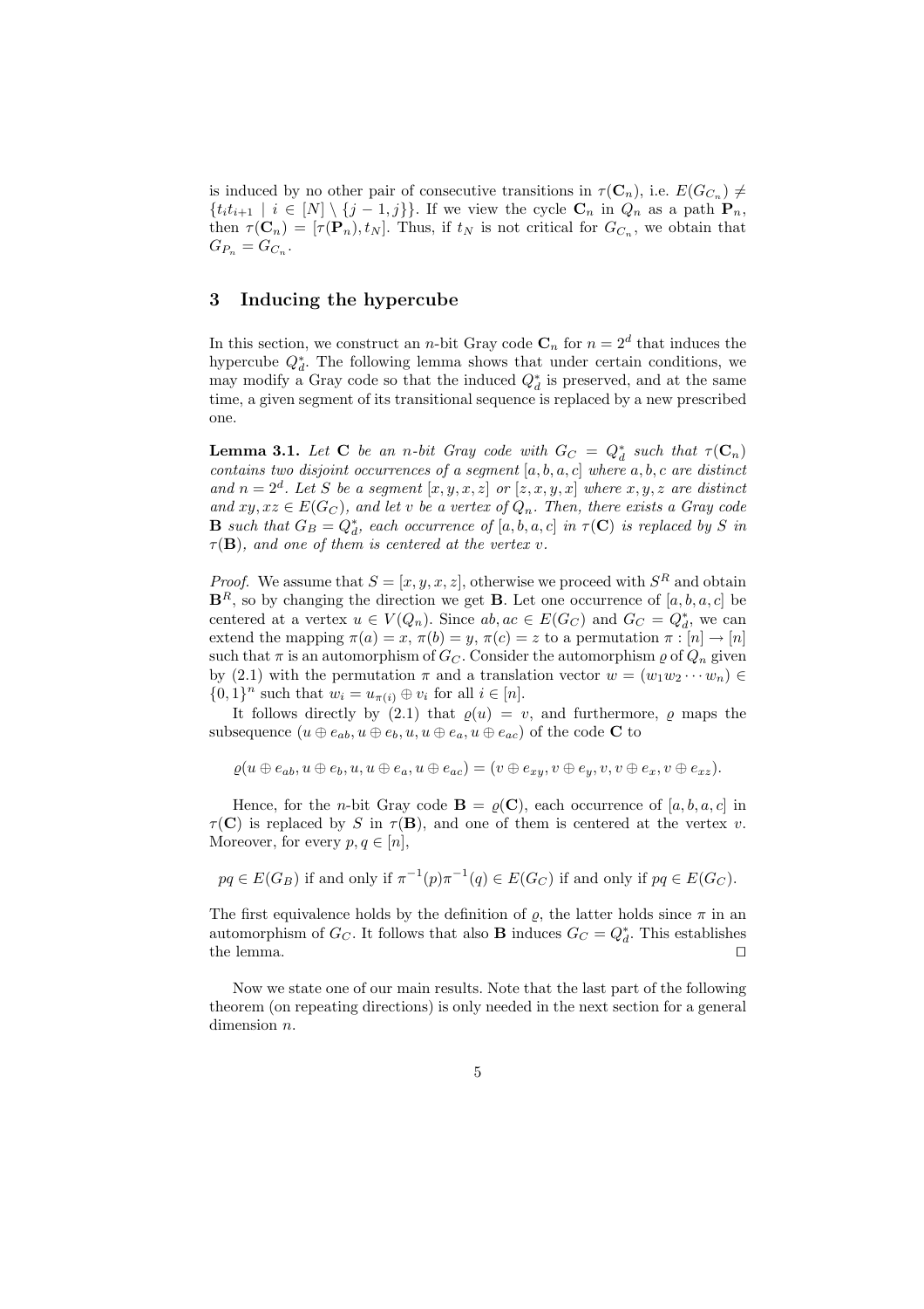is induced by no other pair of consecutive transitions in $\tau(\mathbf{C}_n)$, i.e. $E(G_{C_n}) \neq \{t_i t_{i+1} \mid i \in [N] \setminus \{j-1, j\}\}$. If we view the cycle $\mathbf{C}_n$ in $Q_n$ as a path $\mathbf{P}_n$, then $\tau(\mathbf{C}_n) = [\tau(\mathbf{P}_n), t_N]$. Thus, if $t_N$ is not critical for $G_{C_n}$, we obtain that $G_{P_n} = G_{C_n}$.

## 3 Inducing the hypercube

In this section, we construct an $n$-bit Gray code $\mathbf{C}_n$ for $n = 2^d$ that induces the hypercube $Q_d^*$. The following lemma shows that under certain conditions, we may modify a Gray code so that the induced $Q_d^*$ is preserved, and at the same time, a given segment of its transitional sequence is replaced by a new prescribed one.

**Lemma 3.1.** *Let* $\mathbf{C}$ *be an* $n$*-bit Gray code with* $G_C = Q_d^*$ *such that* $\tau(\mathbf{C}_n)$ *contains two disjoint occurrences of a segment* $[a, b, a, c]$ *where* $a, b, c$ *are distinct and* $n = 2^d$*. Let* $S$ *be a segment* $[x, y, x, z]$ *or* $[z, x, y, x]$ *where* $x, y, z$ *are distinct and* $xy, xz \in E(G_C)$*, and let* $v$ *be a vertex of* $Q_n$*. Then, there exists a Gray code* $\mathbf{B}$ *such that* $G_B = Q_d^*$*, each occurrence of* $[a, b, a, c]$ *in* $\tau(\mathbf{C})$ *is replaced by* $S$ *in* $\tau(\mathbf{B})$*, and one of them is centered at the vertex* $v$*.*

*Proof.* We assume that $S = [x, y, x, z]$, otherwise we proceed with $S^R$ and obtain $\mathbf{B}^R$, so by changing the direction we get $\mathbf{B}$. Let one occurrence of $[a, b, a, c]$ be centered at a vertex $u \in V(Q_n)$. Since $ab, ac \in E(G_C)$ and $G_C = Q_d^*$, we can extend the mapping $\pi(a) = x$, $\pi(b) = y$, $\pi(c) = z$ to a permutation $\pi : [n] \to [n]$ such that $\pi$ is an automorphism of $G_C$. Consider the automorphism $\varrho$ of $Q_n$ given by (2.1) with the permutation $\pi$ and a translation vector $w = (w_1 w_2 \cdots w_n) \in \{0, 1\}^n$ such that $w_i = u_{\pi(i)} \oplus v_i$ for all $i \in [n]$.

It follows directly by (2.1) that $\varrho(u) = v$, and furthermore, $\varrho$ maps the subsequence $(u \oplus e_{ab}, u \oplus e_b, u, u \oplus e_a, u \oplus e_{ac})$ of the code $\mathbf{C}$ to

$$\varrho(u \oplus e_{ab}, u \oplus e_b, u, u \oplus e_a, u \oplus e_{ac}) = (v \oplus e_{xy}, v \oplus e_y, v, v \oplus e_x, v \oplus e_{xz}).$$

Hence, for the $n$-bit Gray code $\mathbf{B} = \varrho(\mathbf{C})$, each occurrence of $[a, b, a, c]$ in $\tau(\mathbf{C})$ is replaced by $S$ in $\tau(\mathbf{B})$, and one of them is centered at the vertex $v$. Moreover, for every $p, q \in [n]$,

$$pq \in E(G_B) \text{ if and only if } \pi^{-1}(p)\pi^{-1}(q) \in E(G_C) \text{ if and only if } pq \in E(G_C).$$

The first equivalence holds by the definition of $\varrho$, the latter holds since $\pi$ in an automorphism of $G_C$. It follows that also $\mathbf{B}$ induces $G_C = Q_d^*$. This establishes the lemma. $\square$

Now we state one of our main results. Note that the last part of the following theorem (on repeating directions) is only needed in the next section for a general dimension $n$.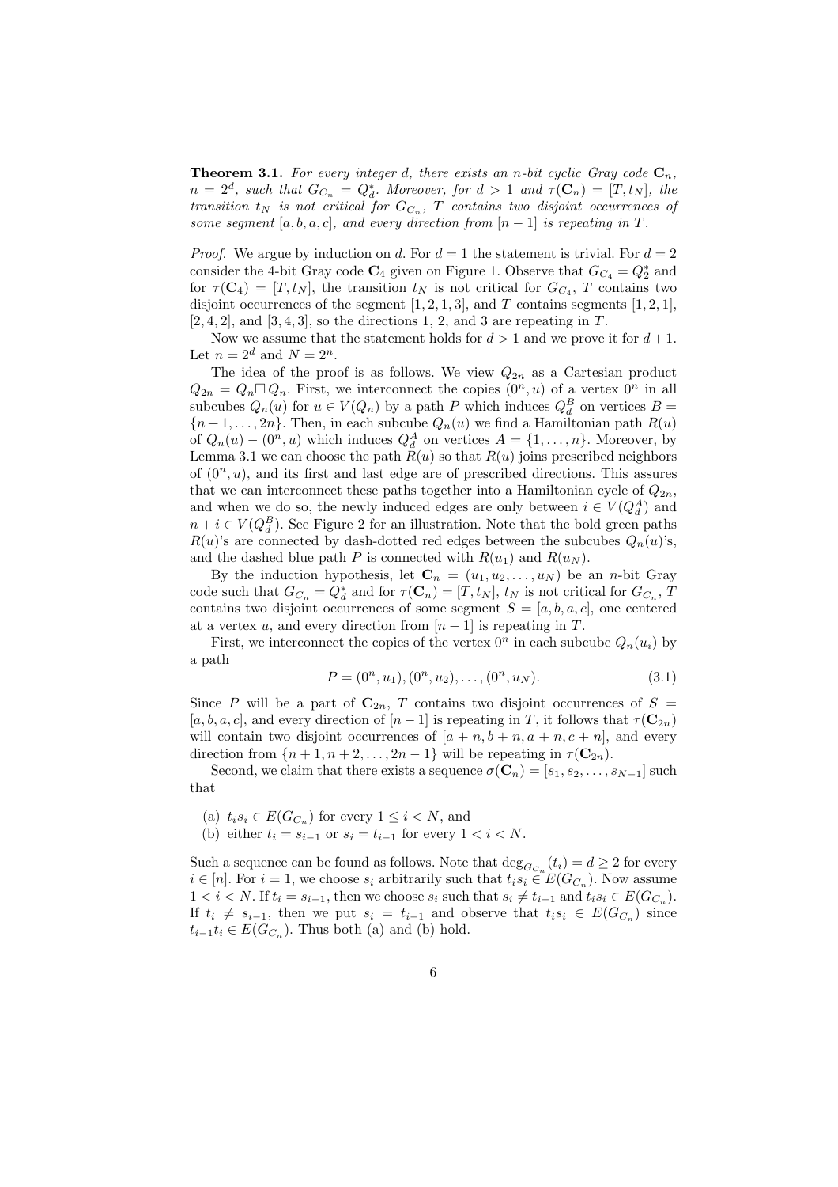**Theorem 3.1.** *For every integer $d$, there exists an $n$-bit cyclic Gray code $\mathbf{C}_n$, $n = 2^d$, such that $G_{C_n} = Q_d^*$. Moreover, for $d > 1$ and $\tau(\mathbf{C}_n) = [T, t_N]$, the transition $t_N$ is not critical for $G_{C_n}$, $T$ contains two disjoint occurrences of some segment $[a, b, a, c]$, and every direction from $[n-1]$ is repeating in $T$.*

*Proof.* We argue by induction on $d$. For $d = 1$ the statement is trivial. For $d = 2$ consider the 4-bit Gray code $\mathbf{C}_4$ given on Figure 1. Observe that $G_{C_4} = Q_2^*$ and for $\tau(\mathbf{C}_4) = [T, t_N]$, the transition $t_N$ is not critical for $G_{C_4}$, $T$ contains two disjoint occurrences of the segment $[1, 2, 1, 3]$, and $T$ contains segments $[1, 2, 1]$, $[2, 4, 2]$, and $[3, 4, 3]$, so the directions 1, 2, and 3 are repeating in $T$.

Now we assume that the statement holds for $d > 1$ and we prove it for $d + 1$. Let $n = 2^d$ and $N = 2^n$.

The idea of the proof is as follows. We view $Q_{2n}$ as a Cartesian product $Q_{2n} = Q_n \square Q_n$. First, we interconnect the copies $(0^n, u)$ of a vertex $0^n$ in all subcubes $Q_n(u)$ for $u \in V(Q_n)$ by a path $P$ which induces $Q_d^B$ on vertices $B = \{n+1, \ldots, 2n\}$. Then, in each subcube $Q_n(u)$ we find a Hamiltonian path $R(u)$ of $Q_n(u) - (0^n, u)$ which induces $Q_d^A$ on vertices $A = \{1, \ldots, n\}$. Moreover, by Lemma 3.1 we can choose the path $R(u)$ so that $R(u)$ joins prescribed neighbors of $(0^n, u)$, and its first and last edge are of prescribed directions. This assures that we can interconnect these paths together into a Hamiltonian cycle of $Q_{2n}$, and when we do so, the newly induced edges are only between $i \in V(Q_d^A)$ and $n + i \in V(Q_d^B)$. See Figure 2 for an illustration. Note that the bold green paths $R(u)$'s are connected by dash-dotted red edges between the subcubes $Q_n(u)$'s, and the dashed blue path $P$ is connected with $R(u_1)$ and $R(u_N)$.

By the induction hypothesis, let $\mathbf{C}_n = (u_1, u_2, \ldots, u_N)$ be an $n$-bit Gray code such that $G_{C_n} = Q_d^*$ and for $\tau(\mathbf{C}_n) = [T, t_N]$, $t_N$ is not critical for $G_{C_n}$, $T$ contains two disjoint occurrences of some segment $S = [a, b, a, c]$, one centered at a vertex $u$, and every direction from $[n-1]$ is repeating in $T$.

First, we interconnect the copies of the vertex $0^n$ in each subcube $Q_n(u_i)$ by a path

$$P = (0^n, u_1), (0^n, u_2), \ldots, (0^n, u_N). \tag{3.1}$$

Since $P$ will be a part of $\mathbf{C}_{2n}$, $T$ contains two disjoint occurrences of $S = [a, b, a, c]$, and every direction of $[n-1]$ is repeating in $T$, it follows that $\tau(\mathbf{C}_{2n})$ will contain two disjoint occurrences of $[a+n, b+n, a+n, c+n]$, and every direction from $\{n+1, n+2, \ldots, 2n-1\}$ will be repeating in $\tau(\mathbf{C}_{2n})$.

Second, we claim that there exists a sequence $\sigma(\mathbf{C}_n) = [s_1, s_2, \ldots, s_{N-1}]$ such that

(a) $t_i s_i \in E(G_{C_n})$ for every $1 \le i < N$, and
(b) either $t_i = s_{i-1}$ or $s_i = t_{i-1}$ for every $1 < i < N$.

Such a sequence can be found as follows. Note that $\deg_{G_{C_n}}(t_i) = d \ge 2$ for every $i \in [n]$. For $i = 1$, we choose $s_i$ arbitrarily such that $t_i s_i \in E(G_{C_n})$. Now assume $1 < i < N$. If $t_i = s_{i-1}$, then we choose $s_i$ such that $s_i \ne t_{i-1}$ and $t_i s_i \in E(G_{C_n})$. If $t_i \ne s_{i-1}$, then we put $s_i = t_{i-1}$ and observe that $t_i s_i \in E(G_{C_n})$ since $t_{i-1} t_i \in E(G_{C_n})$. Thus both (a) and (b) hold.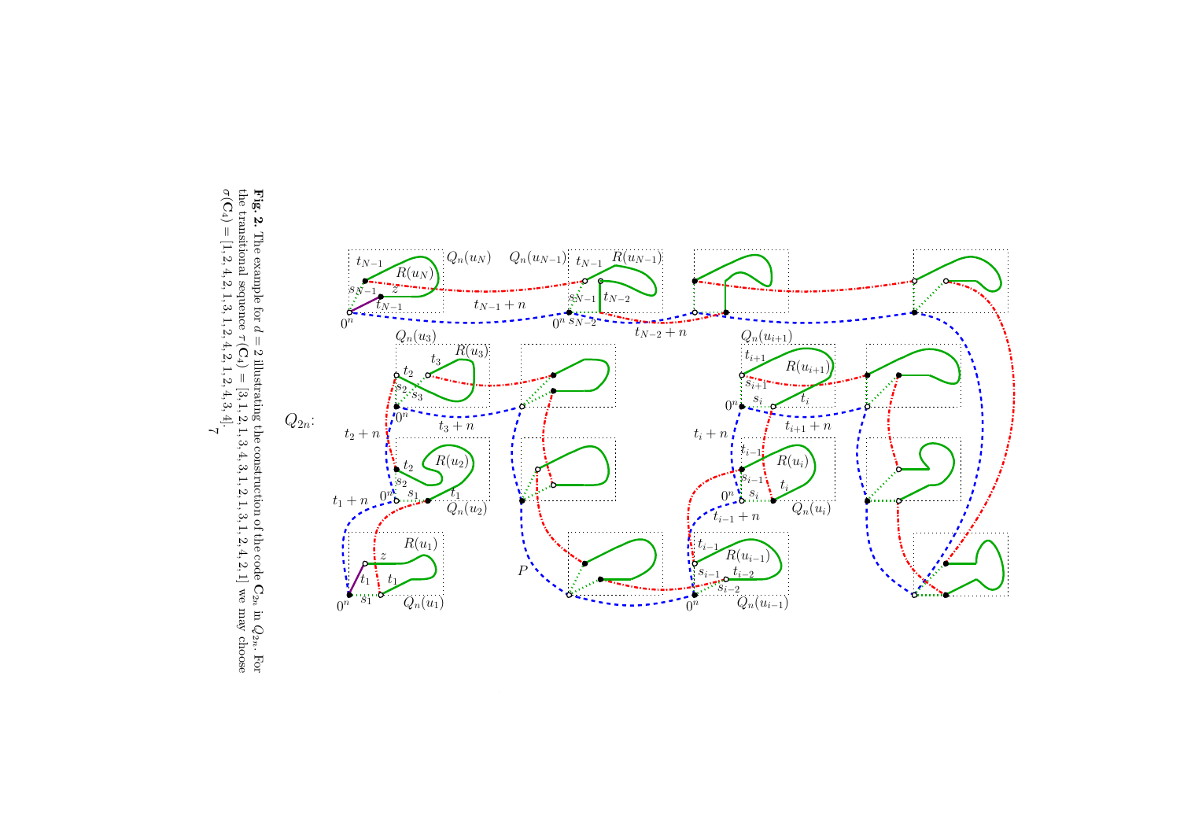**Fig. 2.** The example for $d = 2$ illustrating the construction of the code $\mathbf{C}_{2n}$ in $Q_{2n}$. For the transitional sequence $\tau(\mathbf{C}_4) = [3, 1, 2, 1, 3, 4, 3, 1, 2, 1, 3, 1, 2, 4, 2, 1]$ we may choose $\sigma(\mathbf{C}_4) = [1, 2, 4, 2, 1, 3, 1, 2, 4, 2, 1, 2, 4, 3, 4]$.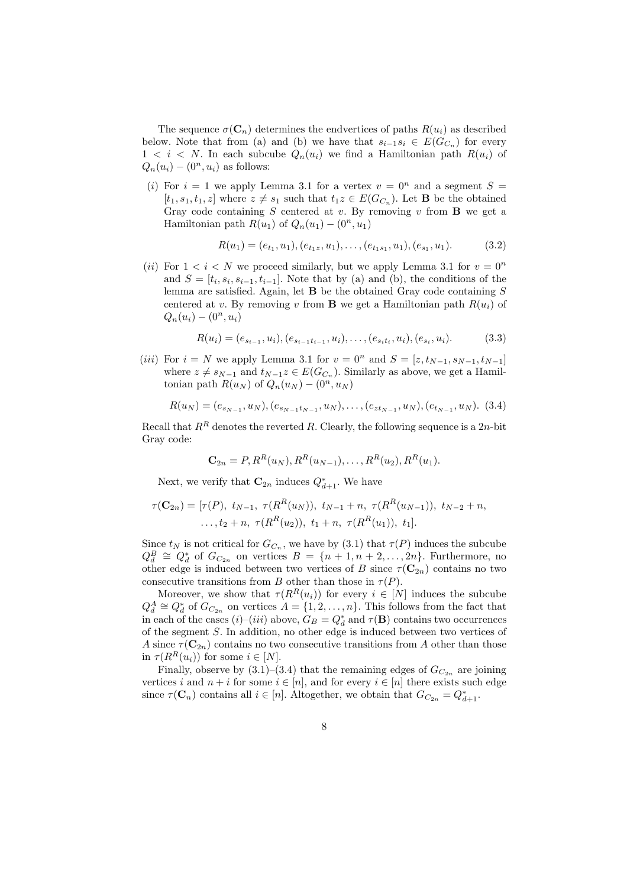The sequence $\sigma(\mathbf{C}_n)$ determines the endvertices of paths $R(u_i)$ as described below. Note that from (a) and (b) we have that $s_{i-1}s_i \in E(G_{C_n})$ for every $1 < i < N$. In each subcube $Q_n(u_i)$ we find a Hamiltonian path $R(u_i)$ of $Q_n(u_i) - (0^n, u_i)$ as follows:

(*i*) For $i = 1$ we apply Lemma 3.1 for a vertex $v = 0^n$ and a segment $S = [t_1, s_1, t_1, z]$ where $z \neq s_1$ such that $t_1 z \in E(G_{C_n})$. Let $\mathbf{B}$ be the obtained Gray code containing $S$ centered at $v$. By removing $v$ from $\mathbf{B}$ we get a Hamiltonian path $R(u_1)$ of $Q_n(u_1) - (0^n, u_1)$

$$R(u_1) = (e_{t_1}, u_1), (e_{t_1 z}, u_1), \ldots, (e_{t_1 s_1}, u_1), (e_{s_1}, u_1). \tag{3.2}$$

(*ii*) For $1 < i < N$ we proceed similarly, but we apply Lemma 3.1 for $v = 0^n$ and $S = [t_i, s_i, s_{i-1}, t_{i-1}]$. Note that by (a) and (b), the conditions of the lemma are satisfied. Again, let $\mathbf{B}$ be the obtained Gray code containing $S$ centered at $v$. By removing $v$ from $\mathbf{B}$ we get a Hamiltonian path $R(u_i)$ of $Q_n(u_i) - (0^n, u_i)$

$$R(u_i) = (e_{s_{i-1}}, u_i), (e_{s_{i-1}t_{i-1}}, u_i), \ldots, (e_{s_i t_i}, u_i), (e_{s_i}, u_i). \tag{3.3}$$

(*iii*) For $i = N$ we apply Lemma 3.1 for $v = 0^n$ and $S = [z, t_{N-1}, s_{N-1}, t_{N-1}]$ where $z \neq s_{N-1}$ and $t_{N-1}z \in E(G_{C_n})$. Similarly as above, we get a Hamiltonian path $R(u_N)$ of $Q_n(u_N) - (0^n, u_N)$

$$R(u_N) = (e_{s_{N-1}}, u_N), (e_{s_{N-1}t_{N-1}}, u_N), \ldots, (e_{z t_{N-1}}, u_N), (e_{t_{N-1}}, u_N). \tag{3.4}$$

Recall that $R^R$ denotes the reverted $R$. Clearly, the following sequence is a $2n$-bit Gray code:

$$\mathbf{C}_{2n} = P, R^R(u_N), R^R(u_{N-1}), \ldots, R^R(u_2), R^R(u_1).$$

Next, we verify that $\mathbf{C}_{2n}$ induces $Q^*_{d+1}$. We have

$$\tau(\mathbf{C}_{2n}) = [\tau(P),\ t_{N-1},\ \tau(R^R(u_N)),\ t_{N-1} + n,\ \tau(R^R(u_{N-1})),\ t_{N-2} + n, \\ \ldots, t_2 + n,\ \tau(R^R(u_2)),\ t_1 + n,\ \tau(R^R(u_1)),\ t_1].$$

Since $t_N$ is not critical for $G_{C_n}$, we have by (3.1) that $\tau(P)$ induces the subcube $Q^B_d \cong Q^*_d$ of $G_{C_{2n}}$ on vertices $B = \{n+1, n+2, \ldots, 2n\}$. Furthermore, no other edge is induced between two vertices of $B$ since $\tau(\mathbf{C}_{2n})$ contains no two consecutive transitions from $B$ other than those in $\tau(P)$.

Moreover, we show that $\tau(R^R(u_i))$ for every $i \in [N]$ induces the subcube $Q^A_d \cong Q^*_d$ of $G_{C_{2n}}$ on vertices $A = \{1, 2, \ldots, n\}$. This follows from the fact that in each of the cases (*i*)–(*iii*) above, $G_B = Q^*_d$ and $\tau(\mathbf{B})$ contains two occurrences of the segment $S$. In addition, no other edge is induced between two vertices of $A$ since $\tau(\mathbf{C}_{2n})$ contains no two consecutive transitions from $A$ other than those in $\tau(R^R(u_i))$ for some $i \in [N]$.

Finally, observe by (3.1)–(3.4) that the remaining edges of $G_{C_{2n}}$ are joining vertices $i$ and $n + i$ for some $i \in [n]$, and for every $i \in [n]$ there exists such edge since $\tau(\mathbf{C}_n)$ contains all $i \in [n]$. Altogether, we obtain that $G_{C_{2n}} = Q^*_{d+1}$.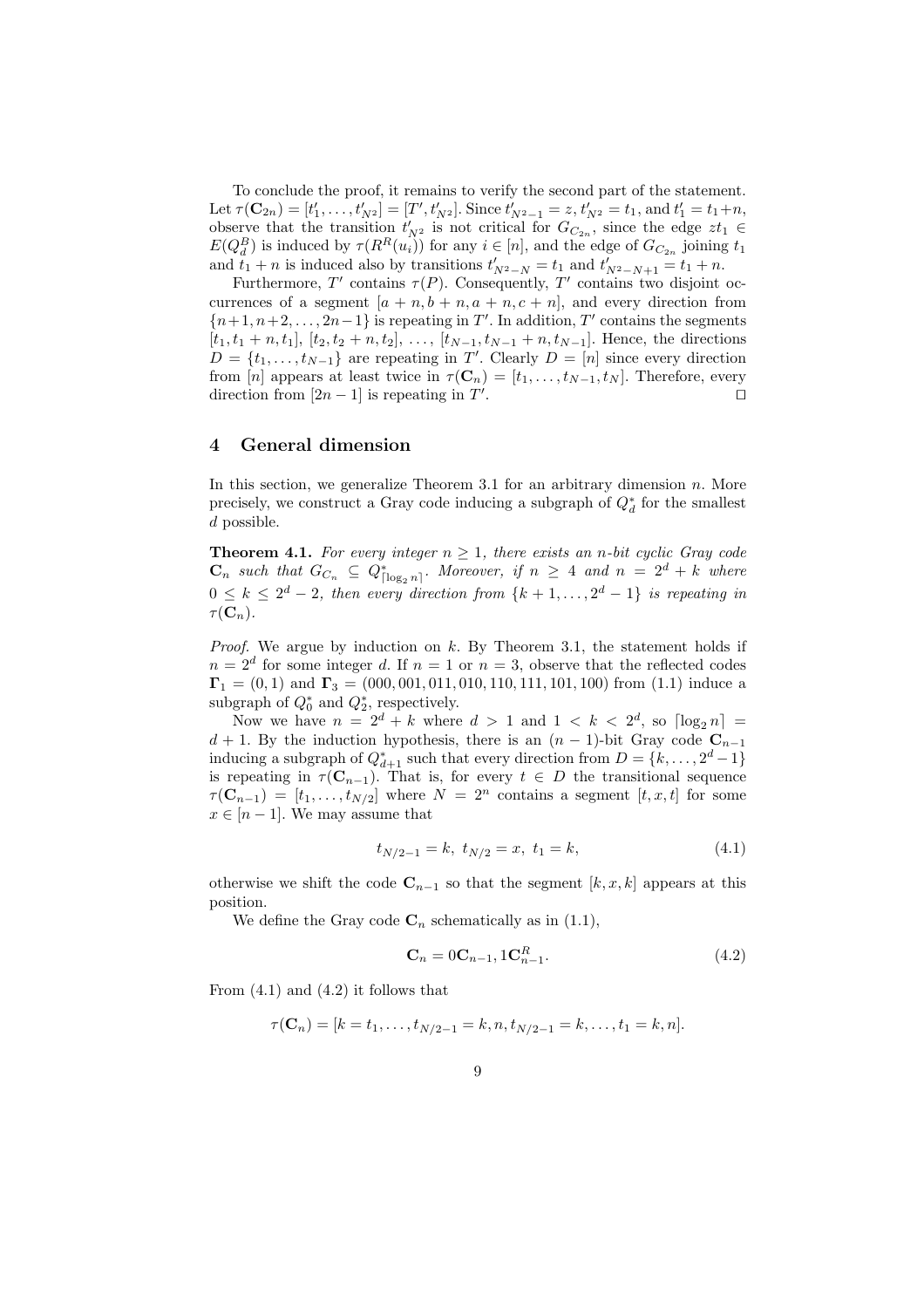To conclude the proof, it remains to verify the second part of the statement. Let $\tau(\mathbf{C}_{2n}) = [t'_1, \ldots, t'_{N^2}] = [T', t'_{N^2}]$. Since $t'_{N^2-1} = z$, $t'_{N^2} = t_1$, and $t'_1 = t_1+n$, observe that the transition $t'_{N^2}$ is not critical for $G_{C_{2n}}$, since the edge $zt_1 \in E(Q_d^B)$ is induced by $\tau(R^R(u_i))$ for any $i \in [n]$, and the edge of $G_{C_{2n}}$ joining $t_1$ and $t_1 + n$ is induced also by transitions $t'_{N^2-N} = t_1$ and $t'_{N^2-N+1} = t_1 + n$.

Furthermore, $T'$ contains $\tau(P)$. Consequently, $T'$ contains two disjoint occurrences of a segment $[a + n, b + n, a + n, c + n]$, and every direction from $\{n+1, n+2, \ldots, 2n-1\}$ is repeating in $T'$. In addition, $T'$ contains the segments $[t_1, t_1 + n, t_1]$, $[t_2, t_2 + n, t_2]$, $\ldots$, $[t_{N-1}, t_{N-1} + n, t_{N-1}]$. Hence, the directions $D = \{t_1, \ldots, t_{N-1}\}$ are repeating in $T'$. Clearly $D = [n]$ since every direction from $[n]$ appears at least twice in $\tau(\mathbf{C}_n) = [t_1, \ldots, t_{N-1}, t_N]$. Therefore, every direction from $[2n-1]$ is repeating in $T'$. ◻

## 4 General dimension

In this section, we generalize Theorem 3.1 for an arbitrary dimension $n$. More precisely, we construct a Gray code inducing a subgraph of $Q_d^*$ for the smallest $d$ possible.

**Theorem 4.1.** *For every integer $n \geq 1$, there exists an $n$-bit cyclic Gray code $\mathbf{C}_n$ such that $G_{C_n} \subseteq Q^*_{\lceil \log_2 n \rceil}$. Moreover, if $n \geq 4$ and $n = 2^d + k$ where $0 \leq k \leq 2^d - 2$, then every direction from $\{k+1, \ldots, 2^d - 1\}$ is repeating in $\tau(\mathbf{C}_n)$.*

*Proof.* We argue by induction on $k$. By Theorem 3.1, the statement holds if $n = 2^d$ for some integer $d$. If $n = 1$ or $n = 3$, observe that the reflected codes $\mathbf{\Gamma}_1 = (0, 1)$ and $\mathbf{\Gamma}_3 = (000, 001, 011, 010, 110, 111, 101, 100)$ from (1.1) induce a subgraph of $Q_0^*$ and $Q_2^*$, respectively.

Now we have $n = 2^d + k$ where $d > 1$ and $1 < k < 2^d$, so $\lceil \log_2 n \rceil = d + 1$. By the induction hypothesis, there is an $(n-1)$-bit Gray code $\mathbf{C}_{n-1}$ inducing a subgraph of $Q^*_{d+1}$ such that every direction from $D = \{k, \ldots, 2^d - 1\}$ is repeating in $\tau(\mathbf{C}_{n-1})$. That is, for every $t \in D$ the transitional sequence $\tau(\mathbf{C}_{n-1}) = [t_1, \ldots, t_{N/2}]$ where $N = 2^n$ contains a segment $[t, x, t]$ for some $x \in [n-1]$. We may assume that

$$t_{N/2-1} = k,\ t_{N/2} = x,\ t_1 = k, \tag{4.1}$$

otherwise we shift the code $\mathbf{C}_{n-1}$ so that the segment $[k, x, k]$ appears at this position.

We define the Gray code $\mathbf{C}_n$ schematically as in (1.1),

$$\mathbf{C}_n = 0\mathbf{C}_{n-1}, 1\mathbf{C}^R_{n-1}. \tag{4.2}$$

From (4.1) and (4.2) it follows that

$$\tau(\mathbf{C}_n) = [k = t_1, \ldots, t_{N/2-1} = k, n, t_{N/2-1} = k, \ldots, t_1 = k, n].$$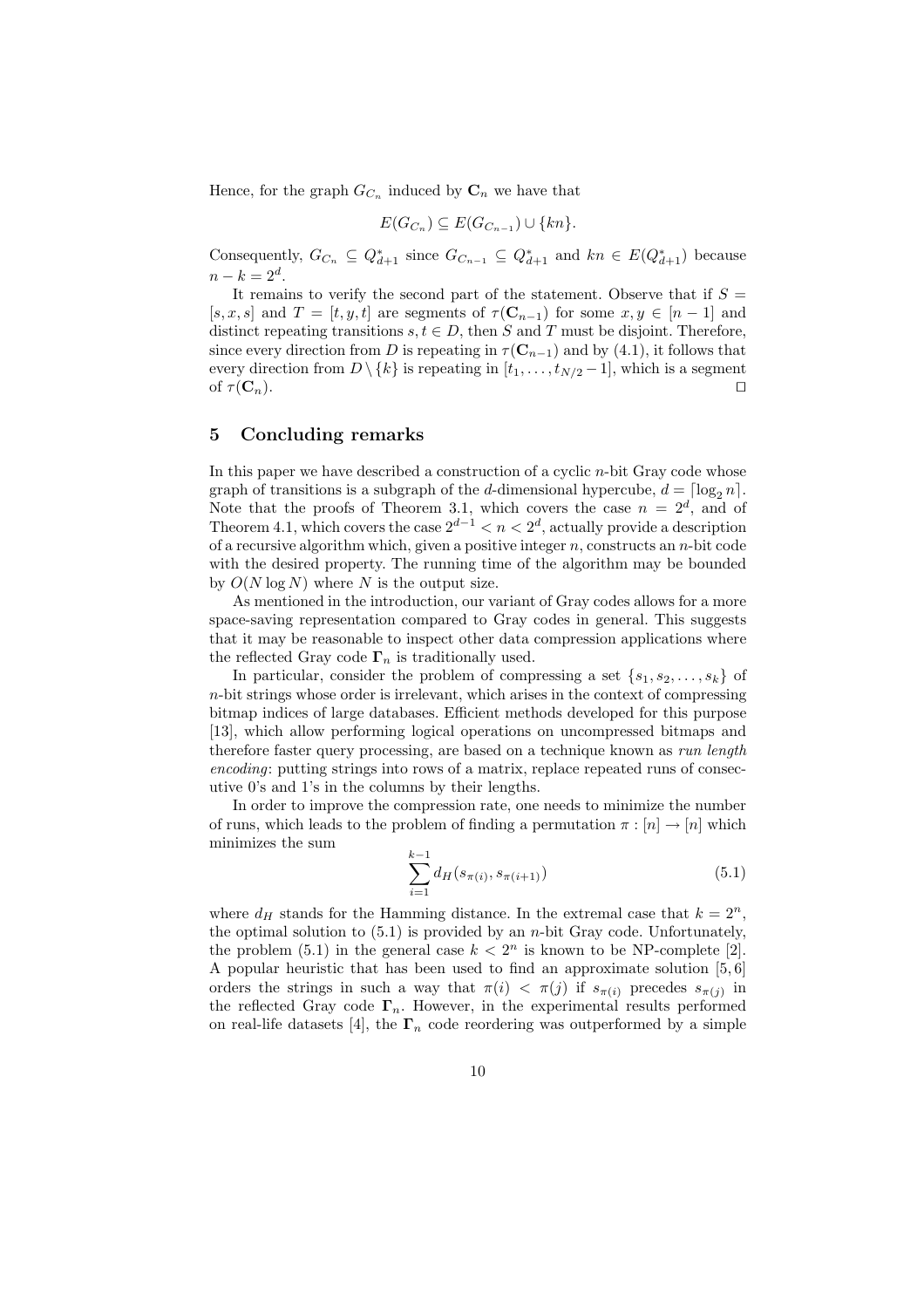Hence, for the graph $G_{C_n}$ induced by $\mathbf{C}_n$ we have that

$$E(G_{C_n}) \subseteq E(G_{C_{n-1}}) \cup \{kn\}.$$

Consequently, $G_{C_n} \subseteq Q^*_{d+1}$ since $G_{C_{n-1}} \subseteq Q^*_{d+1}$ and $kn \in E(Q^*_{d+1})$ because $n - k = 2^d$.

It remains to verify the second part of the statement. Observe that if $S = [s, x, s]$ and $T = [t, y, t]$ are segments of $\tau(\mathbf{C}_{n-1})$ for some $x, y \in [n-1]$ and distinct repeating transitions $s, t \in D$, then $S$ and $T$ must be disjoint. Therefore, since every direction from $D$ is repeating in $\tau(\mathbf{C}_{n-1})$ and by (4.1), it follows that every direction from $D \setminus \{k\}$ is repeating in $[t_1, \ldots, t_{N/2} - 1]$, which is a segment of $\tau(\mathbf{C}_n)$. □

## 5 Concluding remarks

In this paper we have described a construction of a cyclic $n$-bit Gray code whose graph of transitions is a subgraph of the $d$-dimensional hypercube, $d = \lceil \log_2 n \rceil$. Note that the proofs of Theorem 3.1, which covers the case $n = 2^d$, and of Theorem 4.1, which covers the case $2^{d-1} < n < 2^d$, actually provide a description of a recursive algorithm which, given a positive integer $n$, constructs an $n$-bit code with the desired property. The running time of the algorithm may be bounded by $O(N \log N)$ where $N$ is the output size.

As mentioned in the introduction, our variant of Gray codes allows for a more space-saving representation compared to Gray codes in general. This suggests that it may be reasonable to inspect other data compression applications where the reflected Gray code $\mathbf{\Gamma}_n$ is traditionally used.

In particular, consider the problem of compressing a set $\{s_1, s_2, \ldots, s_k\}$ of $n$-bit strings whose order is irrelevant, which arises in the context of compressing bitmap indices of large databases. Efficient methods developed for this purpose [13], which allow performing logical operations on uncompressed bitmaps and therefore faster query processing, are based on a technique known as *run length encoding*: putting strings into rows of a matrix, replace repeated runs of consecutive 0's and 1's in the columns by their lengths.

In order to improve the compression rate, one needs to minimize the number of runs, which leads to the problem of finding a permutation $\pi : [n] \to [n]$ which minimizes the sum

$$\sum_{i=1}^{k-1} d_H(s_{\pi(i)}, s_{\pi(i+1)}) \tag{5.1}$$

where $d_H$ stands for the Hamming distance. In the extremal case that $k = 2^n$, the optimal solution to (5.1) is provided by an $n$-bit Gray code. Unfortunately, the problem (5.1) in the general case $k < 2^n$ is known to be NP-complete [2]. A popular heuristic that has been used to find an approximate solution [5, 6] orders the strings in such a way that $\pi(i) < \pi(j)$ if $s_{\pi(i)}$ precedes $s_{\pi(j)}$ in the reflected Gray code $\mathbf{\Gamma}_n$. However, in the experimental results performed on real-life datasets [4], the $\mathbf{\Gamma}_n$ code reordering was outperformed by a simple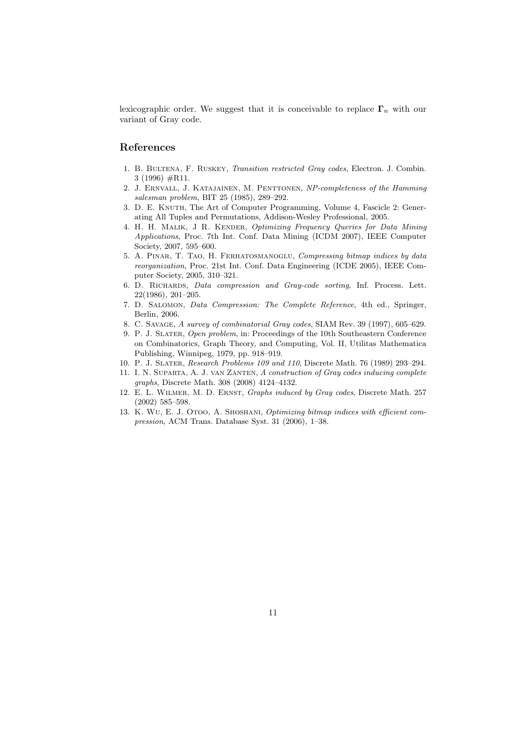lexicographic order. We suggest that it is conceivable to replace $\mathbf{\Gamma}_n$ with our variant of Gray code.

## References

1. B. Bultena, F. Ruskey, *Transition restricted Gray codes*, Electron. J. Combin. 3 (1996) #R11.
2. J. Ernvall, J. Katajainen, M. Penttonen, *NP-completeness of the Hamming salesman problem*, BIT 25 (1985), 289–292.
3. D. E. Knuth, The Art of Computer Programming, Volume 4, Fascicle 2: Generating All Tuples and Permutations, Addison-Wesley Professional, 2005.
4. H. H. Malik, J R. Kender, *Optimizing Frequency Queries for Data Mining Applications*, Proc. 7th Int. Conf. Data Mining (ICDM 2007), IEEE Computer Society, 2007, 595–600.
5. A. Pinar, T. Tao, H. Ferhatosmanoglu, *Compressing bitmap indices by data reorganization*, Proc. 21st Int. Conf. Data Engineering (ICDE 2005), IEEE Computer Society, 2005, 310–321.
6. D. Richards, *Data compression and Gray-code sorting*, Inf. Process. Lett. 22(1986), 201–205.
7. D. Salomon, *Data Compression: The Complete Reference*, 4th ed., Springer, Berlin, 2006.
8. C. Savage, *A survey of combinatorial Gray codes*, SIAM Rev. 39 (1997), 605–629.
9. P. J. Slater, *Open problem*, in: Proceedings of the 10th Southeastern Conference on Combinatorics, Graph Theory, and Computing, Vol. II, Utilitas Mathematica Publishing, Winnipeg, 1979, pp. 918–919.
10. P. J. Slater, *Research Problems 109 and 110*, Discrete Math. 76 (1989) 293–294.
11. I. N. Suparta, A. J. van Zanten, *A construction of Gray codes inducing complete graphs*, Discrete Math. 308 (2008) 4124–4132.
12. E. L. Wilmer, M. D. Ernst, *Graphs induced by Gray codes*, Discrete Math. 257 (2002) 585–598.
13. K. Wu, E. J. Otoo, A. Shoshani, *Optimizing bitmap indices with efficient compression*, ACM Trans. Database Syst. 31 (2006), 1–38.